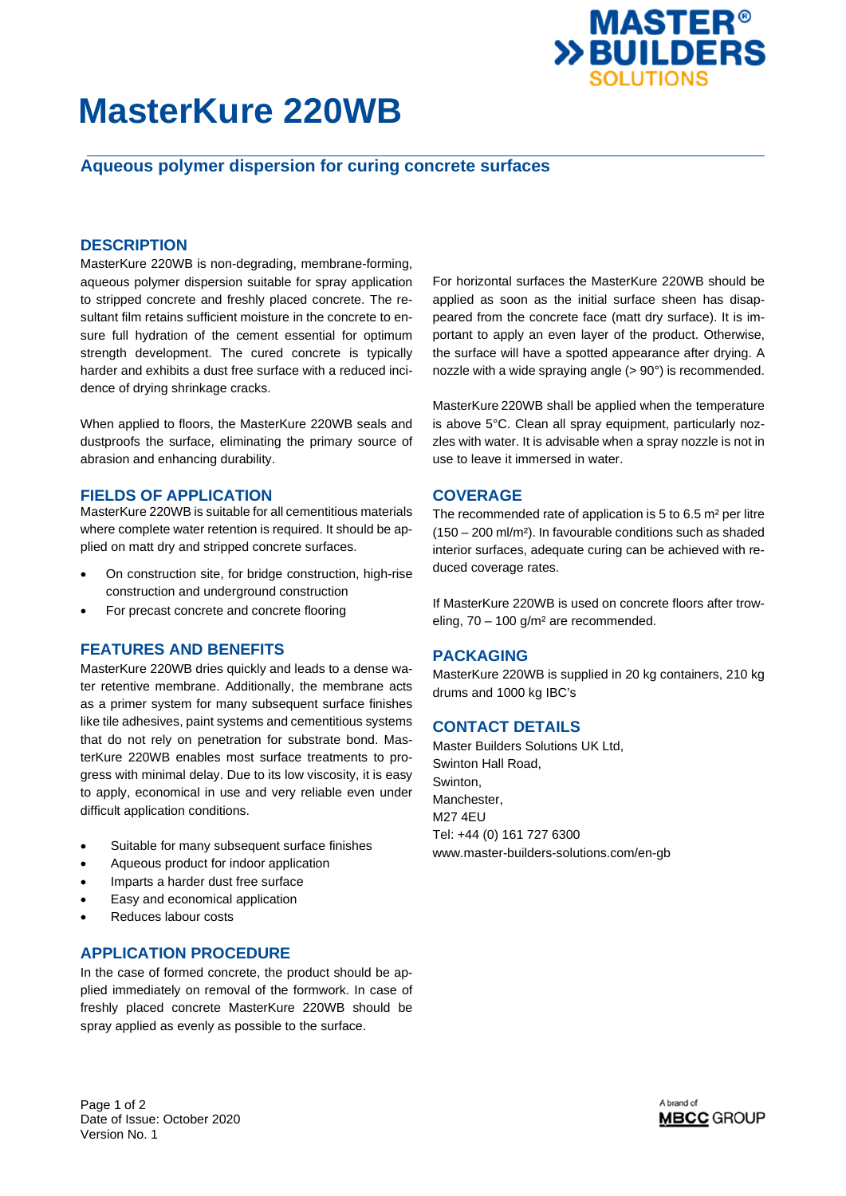# MasterKure 220WB

## Aqueous polymer dispersion for curing concrete surfaces

### DESCRIPTION

MasterKure 220WB is non-degrading, membrane-forming, aqueous polymer dispersion suitable for spray application to stripped concrete and freshly placed concrete. The resultant film retains sufficient moisture in the concrete to ensure full hydration of the cement essential for optimum strength development. The cured concrete is typically harder and exhibits a dust free surface with a reduced incidence of drying shrinkage cracks.

When applied to floors, the MasterKure 220WB seals and dustproofs the surface, eliminating the primary source of abrasion and enhancing durability.

### FIELDS OF APPLICATION

MasterKure 220WB is suitable for all cementitious materials where complete water retention is required. It should be applied on matt dry and stripped concrete surfaces.

- On construction site, for bridge construction, high-rise construction and underground construction
- For precast concrete and concrete flooring

### FEATURES AND BENEFITS

MasterKure 220WB dries quickly and leads to a dense water retentive membrane. Additionally, the membrane acts as a primer system for many subsequent surface finishes like tile adhesives, paint systems and cementitious systems that do not rely on penetration for substrate bond. MasterKure 220WB enables most surface treatments to progress with minimal delay. Due to its low viscosity, it is easy to apply, economical in use and very reliable even under difficult application conditions.

- Suitable for many subsequent surface finishes
- Aqueous product for indoor application
- Imparts a harder dust free surface
- Easy and economical application
- Reduces labour costs

### APPLICATION PROCEDURE

In the case of formed concrete, the product should be applied immediately on removal of the formwork. In case of freshly placed concrete MasterKure 220WB should be spray applied as evenly as possible to the surface.

For horizontal surfaces the MasterKure 220WB should be applied as soon as the initial surface sheen has disappeared from the concrete face (matt dry surface). It is important to apply an even layer of the product. Otherwise, the surface will have a spotted appearance after drying. A nozzle with a wide spraying angle (> 90°) is recommended.

MasterKure 220WB shall be applied when the temperature is above 5°C. Clean all spray equipment, particularly nozzles with water. It is advisable when a spray nozzle is not in use to leave it immersed in water.

### COVERAGE

The recommended rate of application is 5 to 6.5 $m^2$ per litre (150 – 200 ml/$m^2$). In favourable conditions such as shaded interior surfaces, adequate curing can be achieved with reduced coverage rates.

If MasterKure 220WB is used on concrete floors after troweling, 70 – 100 g/$m^2$ are recommended.

### PACKAGING

MasterKure 220WB is supplied in 20 kg containers, 210 kg drums and 1000 kg IBC's

### CONTACT DETAILS

Master Builders Solutions UK Ltd,
Swinton Hall Road,
Swinton,
Manchester,
M27 4EU
Tel: +44 (0) 161 727 6300
www.master-builders-solutions.com/en-gb

Date of Issue: October 2020
Version No. 1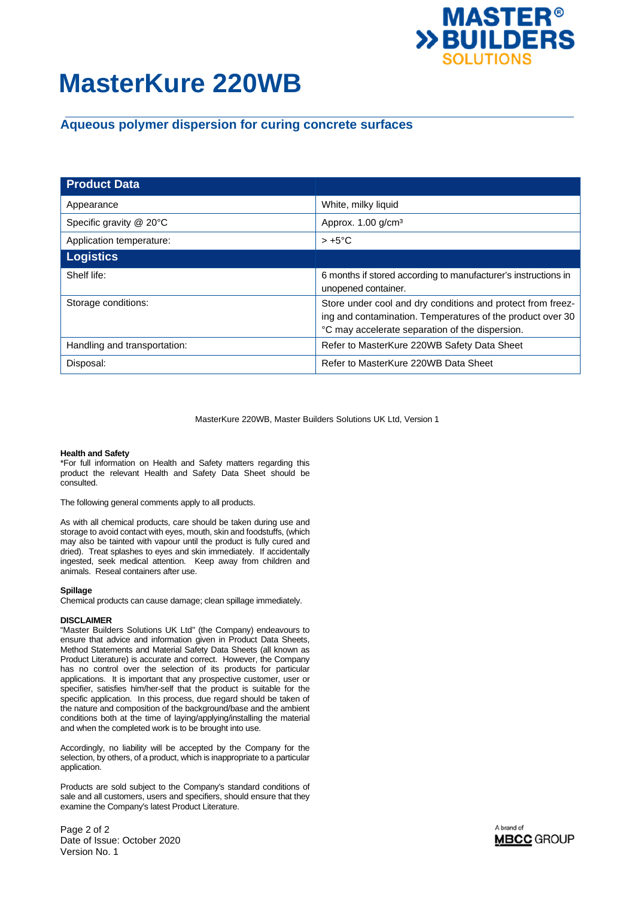# MasterKure 220WB

## Aqueous polymer dispersion for curing concrete surfaces

| Product Data | |
|---|---|
| Appearance | White, milky liquid |
| Specific gravity @ 20°C | Approx. 1.00 g/cm³ |
| Application temperature: | > +5°C |
| **Logistics** | |
| Shelf life: | 6 months if stored according to manufacturer's instructions in unopened container. |
| Storage conditions: | Store under cool and dry conditions and protect from freezing and contamination. Temperatures of the product over 30 °C may accelerate separation of the dispersion. |
| Handling and transportation: | Refer to MasterKure 220WB Safety Data Sheet |
| Disposal: | Refer to MasterKure 220WB Data Sheet |

MasterKure 220WB, Master Builders Solutions UK Ltd, Version 1

**Health and Safety**
*For full information on Health and Safety matters regarding this product the relevant Health and Safety Data Sheet should be consulted.

The following general comments apply to all products.

As with all chemical products, care should be taken during use and storage to avoid contact with eyes, mouth, skin and foodstuffs, (which may also be tainted with vapour until the product is fully cured and dried). Treat splashes to eyes and skin immediately. If accidentally ingested, seek medical attention. Keep away from children and animals. Reseal containers after use.

**Spillage**
Chemical products can cause damage; clean spillage immediately.

**DISCLAIMER**
"Master Builders Solutions UK Ltd" (the Company) endeavours to ensure that advice and information given in Product Data Sheets, Method Statements and Material Safety Data Sheets (all known as Product Literature) is accurate and correct. However, the Company has no control over the selection of its products for particular applications. It is important that any prospective customer, user or specifier, satisfies him/her-self that the product is suitable for the specific application. In this process, due regard should be taken of the nature and composition of the background/base and the ambient conditions both at the time of laying/applying/installing the material and when the completed work is to be brought into use.

Accordingly, no liability will be accepted by the Company for the selection, by others, of a product, which is inappropriate to a particular application.

Products are sold subject to the Company's standard conditions of sale and all customers, users and specifiers, should ensure that they examine the Company's latest Product Literature.

Date of Issue: October 2020
Version No. 1